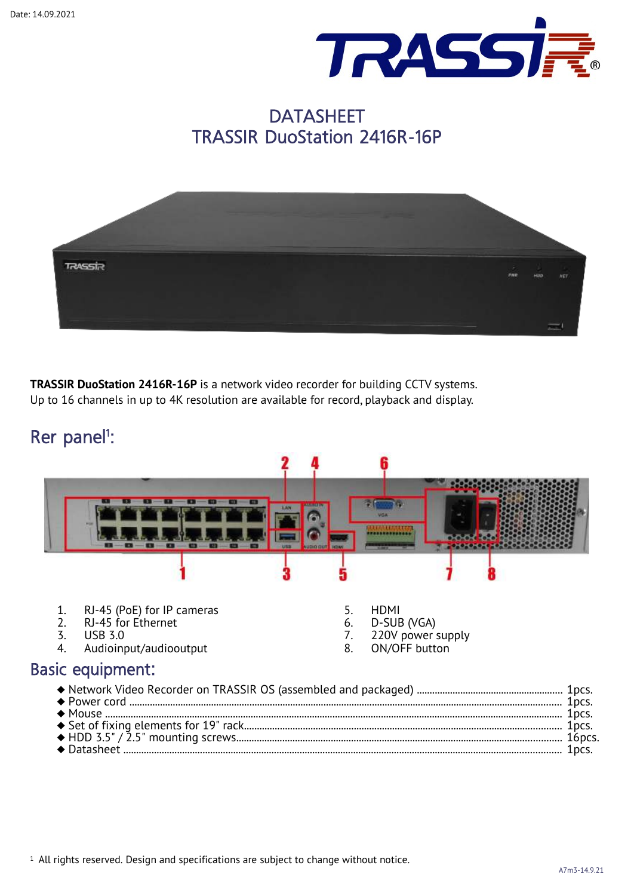Date: 14.09.2021

# DATASHEET
# TRASSIR DuoStation 2416R-16P

**TRASSIR DuoStation 2416R-16P** is a network video recorder for building CCTV systems.
Up to 16 channels in up to 4K resolution are available for record, playback and display.

## Rer panel[1]:

1. RJ-45 (PoE) for IP cameras
2. RJ-45 for Ethernet
3. USB 3.0
4. Audioinput/audiooutput
5. HDMI
6. D-SUB (VGA)
7. 220V power supply
8. ON/OFF button

## Basic equipment:

- ◆ Network Video Recorder on TRASSIR OS (assembled and packaged) ........ 1pcs.
- ◆ Power cord ........ 1pcs.
- ◆ Mouse ........ 1pcs.
- ◆ Set of fixing elements for 19" rack........ 1pcs.
- ◆ HDD 3.5" / 2.5" mounting screws........ 16pcs.
- ◆ Datasheet ........ 1pcs.

[1] All rights reserved. Design and specifications are subject to change without notice.

A7m3-14.9.21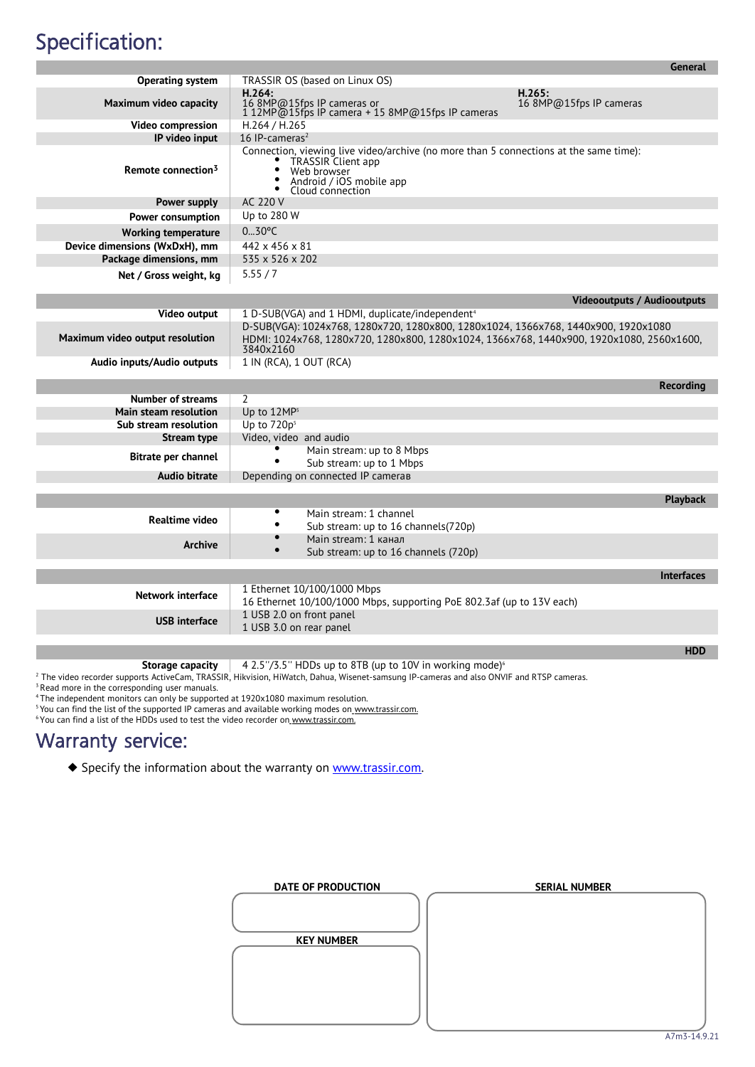# Specification:

| | |
|---|---|
| | **General** |
| **Operating system** | TRASSIR OS (based on Linux OS) |
| **Maximum video capacity** | **H.264:** 16 8MP@15fps IP cameras or 1 12MP@15fps IP camera + 15 8MP@15fps IP cameras **H.265:** 16 8MP@15fps IP cameras |
| **Video compression** | H.264 / H.265 |
| **IP video input** | 16 IP-cameras[2] |
| **Remote connection[3]** | Connection, viewing live video/archive (no more than 5 connections at the same time): • TRASSIR Client app • Web browser • Android / iOS mobile app • Cloud connection |
| **Power supply** | AC 220 V |
| **Power consumption** | Up to 280 W |
| **Working temperature** | 0...30°C |
| **Device dimensions (WxDxH), mm** | 442 x 456 x 81 |
| **Package dimensions, mm** | 535 x 526 x 202 |
| **Net / Gross weight, kg** | 5.55 / 7 |
| | **Videooutputs / Audiooutputs** |
| **Video output** | 1 D-SUB(VGA) and 1 HDMI, duplicate/independent[4] |
| **Maximum video output resolution** | D-SUB(VGA): 1024x768, 1280x720, 1280x800, 1280x1024, 1366x768, 1440x900, 1920x1080 HDMI: 1024x768, 1280x720, 1280x800, 1280x1024, 1366x768, 1440x900, 1920x1080, 2560x1600, 3840x2160 |
| **Audio inputs/Audio outputs** | 1 IN (RCA), 1 OUT (RCA) |
| | **Recording** |
| **Number of streams** | 2 |
| **Main steam resolution** | Up to 12MP[5] |
| **Sub stream resolution** | Up to 720p[5] |
| **Stream type** | Video, video and audio |
| **Bitrate per channel** | • Main stream: up to 8 Mbps • Sub stream: up to 1 Mbps |
| **Audio bitrate** | Depending on connected IP camerав |
| | **Playback** |
| **Realtime video** | • Main stream: 1 channel • Sub stream: up to 16 channels(720p) |
| **Archive** | • Main stream: 1 канал • Sub stream: up to 16 channels (720p) |
| | **Interfaces** |
| **Network interface** | 1 Ethernet 10/100/1000 Mbps 16 Ethernet 10/100/1000 Mbps, supporting PoE 802.3af (up to 13V each) |
| **USB interface** | 1 USB 2.0 on front panel 1 USB 3.0 on rear panel |
| | **HDD** |
| **Storage capacity** | 4 2.5''/3.5'' HDDs up to 8TB (up to 10V in working mode)[6] |

[2] The video recorder supports ActiveCam, TRASSIR, Hikvision, HiWatch, Dahua, Wisenet-samsung IP-cameras and also ONVIF and RTSP cameras.
[3] Read more in the corresponding user manuals.
[4] The independent monitors can only be supported at 1920x1080 maximum resolution.
[5] You can find the list of the supported IP cameras and available working modes on www.trassir.com.
[6] You can find a list of the HDDs used to test the video recorder on www.trassir.com.

# Warranty service:

◆ Specify the information about the warranty on www.trassir.com.

**DATE OF PRODUCTION**

**KEY NUMBER**

**SERIAL NUMBER**

A7m3-14.9.21